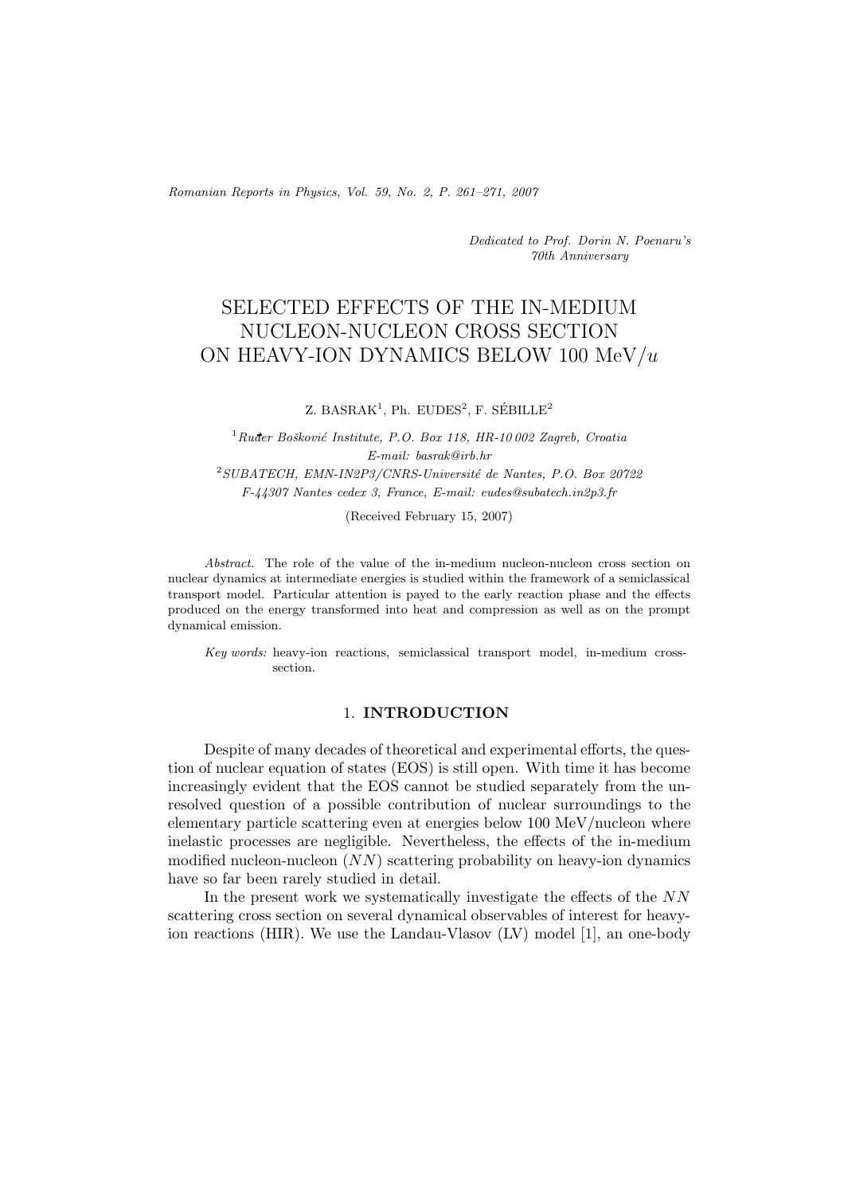*Dedicated to Prof. Dorin N. Poenaru's 70th Anniversary*

# SELECTED EFFECTS OF THE IN-MEDIUM NUCLEON-NUCLEON CROSS SECTION ON HEAVY-ION DYNAMICS BELOW 100 MeV/$u$

Z. BASRAK[1], Ph. EUDES[2], F. SÉBILLE[2]

[1] *Ruđer Bošković Institute, P.O. Box 118, HR-10 002 Zagreb, Croatia*
*E-mail: basrak@irb.hr*

[2] *SUBATECH, EMN-IN2P3/CNRS-Université de Nantes, P.O. Box 20722 F-44307 Nantes cedex 3, France, E-mail: eudes@subatech.in2p3.fr*

(Received February 15, 2007)

*Abstract.* The role of the value of the in-medium nucleon-nucleon cross section on nuclear dynamics at intermediate energies is studied within the framework of a semiclassical transport model. Particular attention is payed to the early reaction phase and the effects produced on the energy transformed into heat and compression as well as on the prompt dynamical emission.

*Key words:* heavy-ion reactions, semiclassical transport model, in-medium cross-section.

## 1. INTRODUCTION

Despite of many decades of theoretical and experimental efforts, the question of nuclear equation of states (EOS) is still open. With time it has become increasingly evident that the EOS cannot be studied separately from the unresolved question of a possible contribution of nuclear surroundings to the elementary particle scattering even at energies below 100 MeV/nucleon where inelastic processes are negligible. Nevertheless, the effects of the in-medium modified nucleon-nucleon ($NN$) scattering probability on heavy-ion dynamics have so far been rarely studied in detail.

In the present work we systematically investigate the effects of the $NN$ scattering cross section on several dynamical observables of interest for heavy-ion reactions (HIR). We use the Landau-Vlasov (LV) model [1], an one-body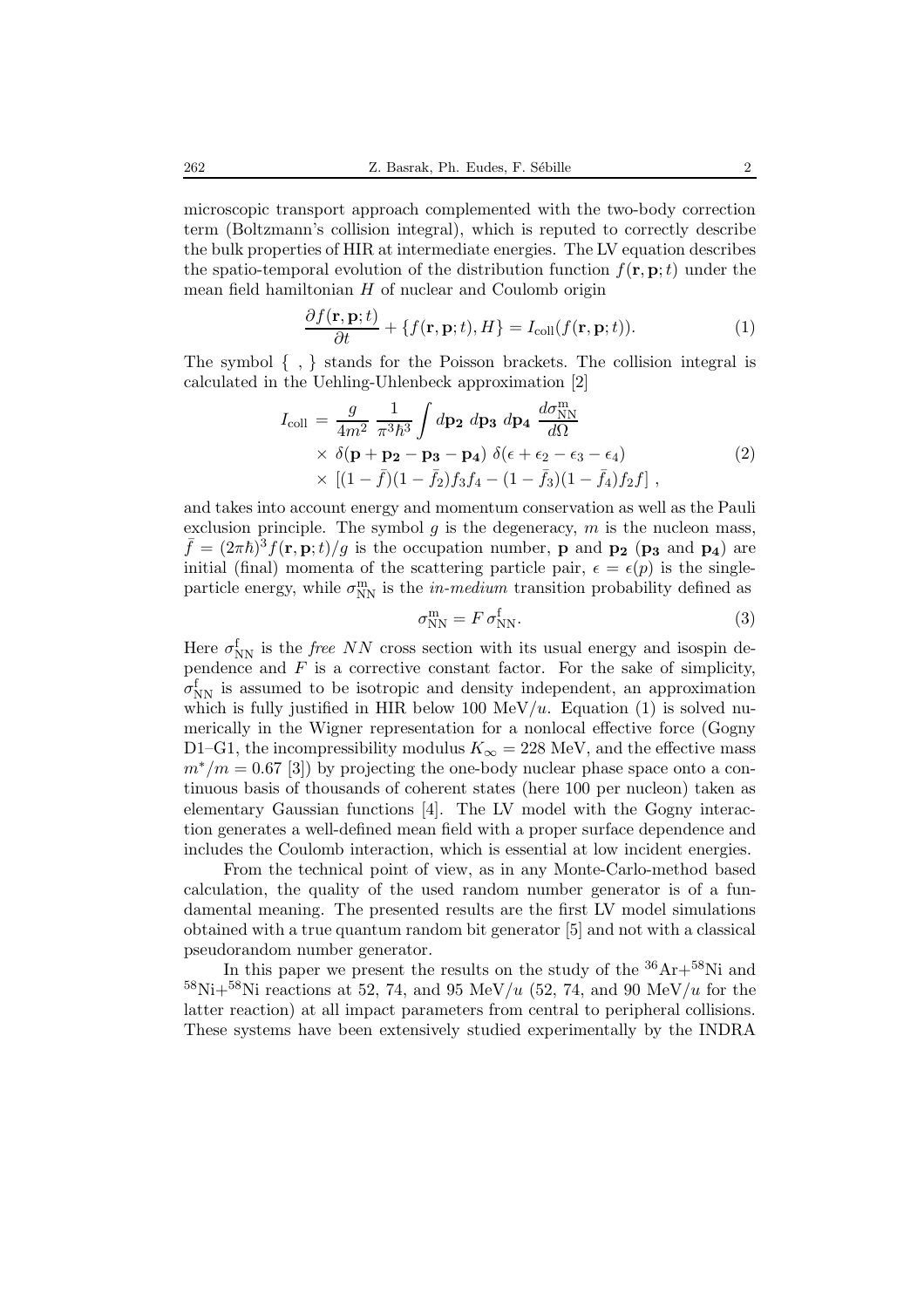microscopic transport approach complemented with the two-body correction term (Boltzmann's collision integral), which is reputed to correctly describe the bulk properties of HIR at intermediate energies. The LV equation describes the spatio-temporal evolution of the distribution function $f(\mathbf{r}, \mathbf{p}; t)$ under the mean field hamiltonian $H$ of nuclear and Coulomb origin

$$\frac{\partial f(\mathbf{r}, \mathbf{p}; t)}{\partial t} + \{f(\mathbf{r}, \mathbf{p}; t), H\} = I_{\text{coll}}(f(\mathbf{r}, \mathbf{p}; t)). \tag{1}$$

The symbol $\{\ ,\ \}$ stands for the Poisson brackets. The collision integral is calculated in the Uehling-Uhlenbeck approximation [2]

$$\begin{aligned} I_{\text{coll}} = & \frac{g}{4m^2} \frac{1}{\pi^3 \hbar^3} \int d\mathbf{p_2}\ d\mathbf{p_3}\ d\mathbf{p_4}\ \frac{d\sigma_{\text{NN}}^{\text{m}}}{d\Omega} \\ & \times\ \delta(\mathbf{p} + \mathbf{p_2} - \mathbf{p_3} - \mathbf{p_4})\ \delta(\epsilon + \epsilon_2 - \epsilon_3 - \epsilon_4) \\ & \times\ [(1 - \bar{f})(1 - \bar{f}_2) f_3 f_4 - (1 - \bar{f}_3)(1 - \bar{f}_4) f_2 f]\ , \end{aligned} \tag{2}$$

and takes into account energy and momentum conservation as well as the Pauli exclusion principle. The symbol $g$ is the degeneracy, $m$ is the nucleon mass, $\bar{f} = (2\pi\hbar)^3 f(\mathbf{r}, \mathbf{p}; t)/g$ is the occupation number, $\mathbf{p}$ and $\mathbf{p_2}$ ($\mathbf{p_3}$ and $\mathbf{p_4}$) are initial (final) momenta of the scattering particle pair, $\epsilon = \epsilon(p)$ is the single-particle energy, while $\sigma_{\text{NN}}^{\text{m}}$ is the *in-medium* transition probability defined as

$$\sigma_{\text{NN}}^{\text{m}} = F\, \sigma_{\text{NN}}^{\text{f}}. \tag{3}$$

Here $\sigma_{\text{NN}}^{\text{f}}$ is the *free* $NN$ cross section with its usual energy and isospin dependence and $F$ is a corrective constant factor. For the sake of simplicity, $\sigma_{\text{NN}}^{\text{f}}$ is assumed to be isotropic and density independent, an approximation which is fully justified in HIR below 100 MeV/$u$. Equation (1) is solved numerically in the Wigner representation for a nonlocal effective force (Gogny D1–G1, the incompressibility modulus $K_\infty = 228$ MeV, and the effective mass $m^*/m = 0.67$ [3]) by projecting the one-body nuclear phase space onto a continuous basis of thousands of coherent states (here 100 per nucleon) taken as elementary Gaussian functions [4]. The LV model with the Gogny interaction generates a well-defined mean field with a proper surface dependence and includes the Coulomb interaction, which is essential at low incident energies.

From the technical point of view, as in any Monte-Carlo-method based calculation, the quality of the used random number generator is of a fundamental meaning. The presented results are the first LV model simulations obtained with a true quantum random bit generator [5] and not with a classical pseudorandom number generator.

In this paper we present the results on the study of the $^{36}$Ar+$^{58}$Ni and $^{58}$Ni+$^{58}$Ni reactions at 52, 74, and 95 MeV/$u$ (52, 74, and 90 MeV/$u$ for the latter reaction) at all impact parameters from central to peripheral collisions. These systems have been extensively studied experimentally by the INDRA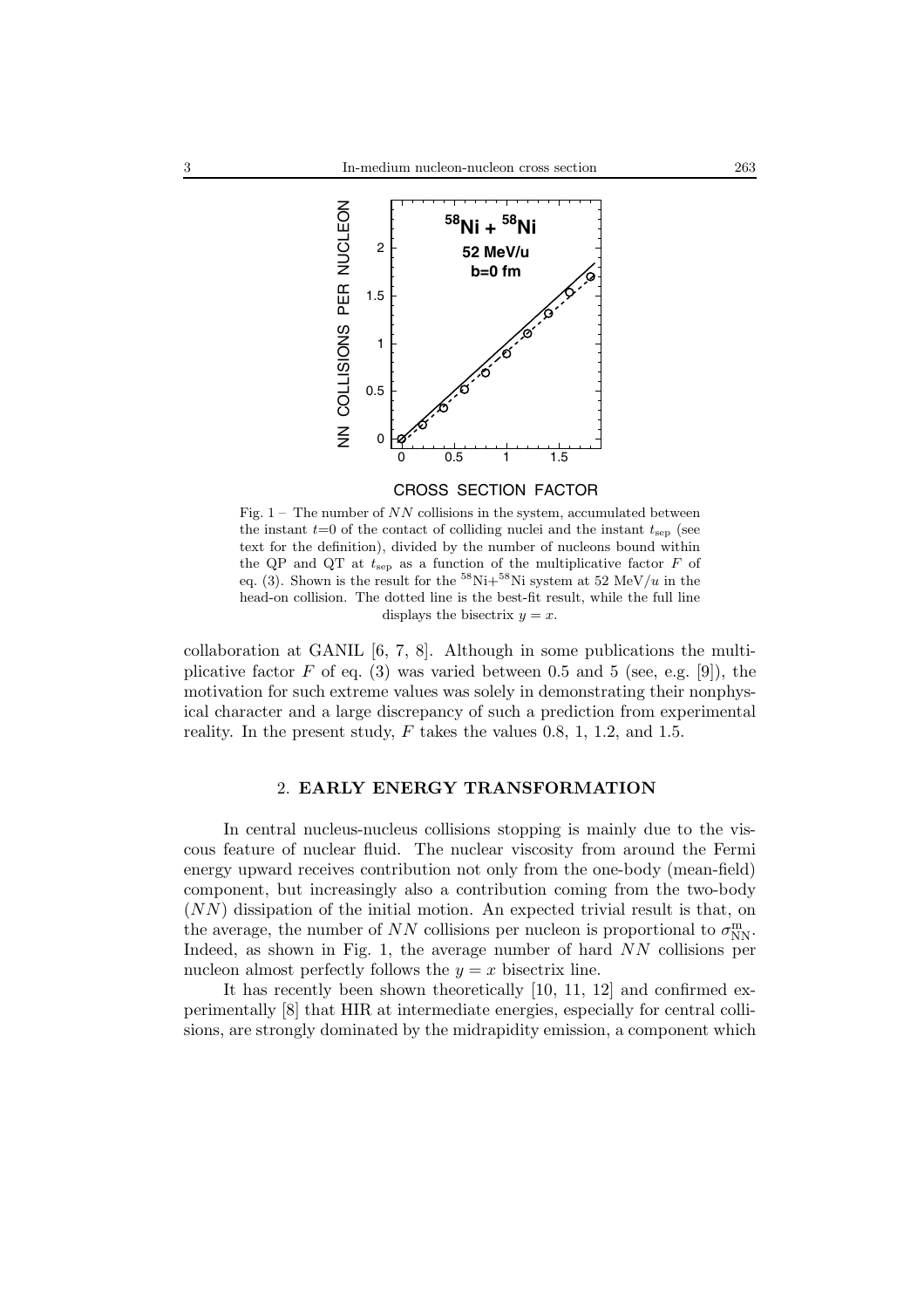Fig. 1 – The number of $NN$ collisions in the system, accumulated between the instant $t$=0 of the contact of colliding nuclei and the instant $t_{\rm sep}$ (see text for the definition), divided by the number of nucleons bound within the QP and QT at $t_{\rm sep}$ as a function of the multiplicative factor $F$ of eq. (3). Shown is the result for the $^{58}$Ni+$^{58}$Ni system at 52 MeV/$u$ in the head-on collision. The dotted line is the best-fit result, while the full line displays the bisectrix $y = x$.

collaboration at GANIL [6, 7, 8]. Although in some publications the multiplicative factor $F$ of eq. (3) was varied between 0.5 and 5 (see, e.g. [9]), the motivation for such extreme values was solely in demonstrating their nonphysical character and a large discrepancy of such a prediction from experimental reality. In the present study, $F$ takes the values 0.8, 1, 1.2, and 1.5.

## 2. EARLY ENERGY TRANSFORMATION

In central nucleus-nucleus collisions stopping is mainly due to the viscous feature of nuclear fluid. The nuclear viscosity from around the Fermi energy upward receives contribution not only from the one-body (mean-field) component, but increasingly also a contribution coming from the two-body ($NN$) dissipation of the initial motion. An expected trivial result is that, on the average, the number of $NN$ collisions per nucleon is proportional to $\sigma_{\rm NN}^{\rm m}$. Indeed, as shown in Fig. 1, the average number of hard $NN$ collisions per nucleon almost perfectly follows the $y = x$ bisectrix line.

It has recently been shown theoretically [10, 11, 12] and confirmed experimentally [8] that HIR at intermediate energies, especially for central collisions, are strongly dominated by the midrapidity emission, a component which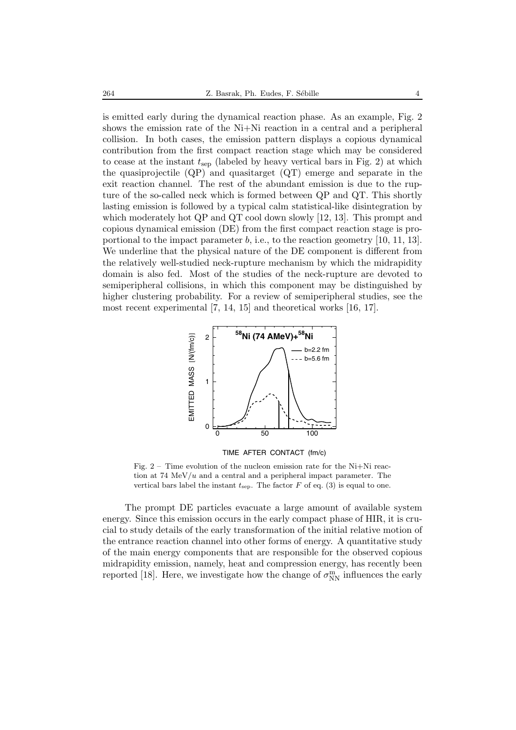is emitted early during the dynamical reaction phase. As an example, Fig. 2 shows the emission rate of the Ni+Ni reaction in a central and a peripheral collision. In both cases, the emission pattern displays a copious dynamical contribution from the first compact reaction stage which may be considered to cease at the instant $t_{\rm sep}$ (labeled by heavy vertical bars in Fig. 2) at which the quasiprojectile (QP) and quasitarget (QT) emerge and separate in the exit reaction channel. The rest of the abundant emission is due to the rupture of the so-called neck which is formed between QP and QT. This shortly lasting emission is followed by a typical calm statistical-like disintegration by which moderately hot QP and QT cool down slowly [12, 13]. This prompt and copious dynamical emission (DE) from the first compact reaction stage is proportional to the impact parameter $b$, i.e., to the reaction geometry [10, 11, 13]. We underline that the physical nature of the DE component is different from the relatively well-studied neck-rupture mechanism by which the midrapidity domain is also fed. Most of the studies of the neck-rupture are devoted to semiperipheral collisions, in which this component may be distinguished by higher clustering probability. For a review of semiperipheral studies, see the most recent experimental [7, 14, 15] and theoretical works [16, 17].

Fig. 2 – Time evolution of the nucleon emission rate for the Ni+Ni reaction at 74 MeV/$u$ and a central and a peripheral impact parameter. The vertical bars label the instant $t_{\rm sep}$. The factor $F$ of eq. (3) is equal to one.

The prompt DE particles evacuate a large amount of available system energy. Since this emission occurs in the early compact phase of HIR, it is crucial to study details of the early transformation of the initial relative motion of the entrance reaction channel into other forms of energy. A quantitative study of the main energy components that are responsible for the observed copious midrapidity emission, namely, heat and compression energy, has recently been reported [18]. Here, we investigate how the change of $\sigma_{\rm NN}^{\rm m}$ influences the early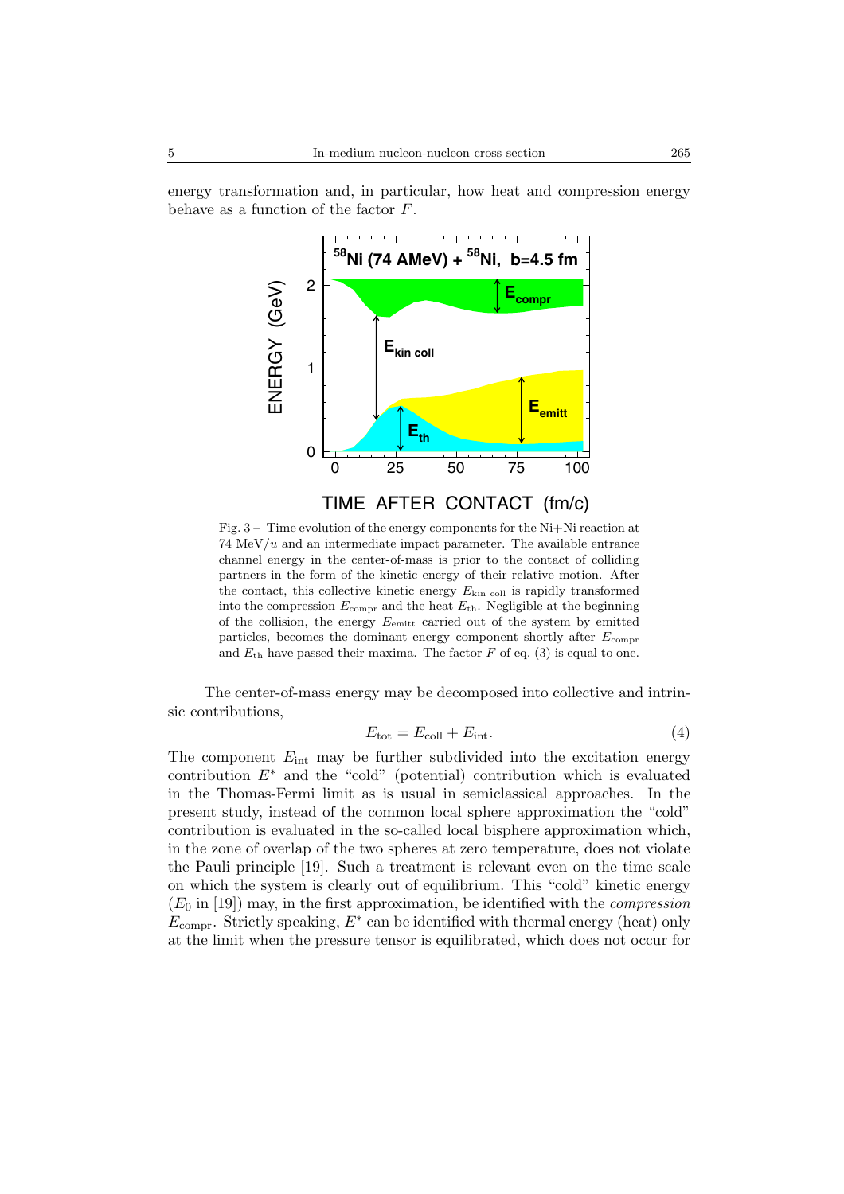energy transformation and, in particular, how heat and compression energy behave as a function of the factor $F$.

Fig. 3 – Time evolution of the energy components for the Ni+Ni reaction at 74 MeV/$u$ and an intermediate impact parameter. The available entrance channel energy in the center-of-mass is prior to the contact of colliding partners in the form of the kinetic energy of their relative motion. After the contact, this collective kinetic energy $E_{\mathrm{kin\ coll}}$ is rapidly transformed into the compression $E_{\mathrm{compr}}$ and the heat $E_{\mathrm{th}}$. Negligible at the beginning of the collision, the energy $E_{\mathrm{emitt}}$ carried out of the system by emitted particles, becomes the dominant energy component shortly after $E_{\mathrm{compr}}$ and $E_{\mathrm{th}}$ have passed their maxima. The factor $F$ of eq. (3) is equal to one.

The center-of-mass energy may be decomposed into collective and intrinsic contributions,

$$E_{\mathrm{tot}} = E_{\mathrm{coll}} + E_{\mathrm{int}}. \tag{4}$$

The component $E_{\mathrm{int}}$ may be further subdivided into the excitation energy contribution $E^{*}$ and the "cold" (potential) contribution which is evaluated in the Thomas-Fermi limit as is usual in semiclassical approaches. In the present study, instead of the common local sphere approximation the "cold" contribution is evaluated in the so-called local bisphere approximation which, in the zone of overlap of the two spheres at zero temperature, does not violate the Pauli principle [19]. Such a treatment is relevant even on the time scale on which the system is clearly out of equilibrium. This "cold" kinetic energy ($E_0$ in [19]) may, in the first approximation, be identified with the *compression* $E_{\mathrm{compr}}$. Strictly speaking, $E^{*}$ can be identified with thermal energy (heat) only at the limit when the pressure tensor is equilibrated, which does not occur for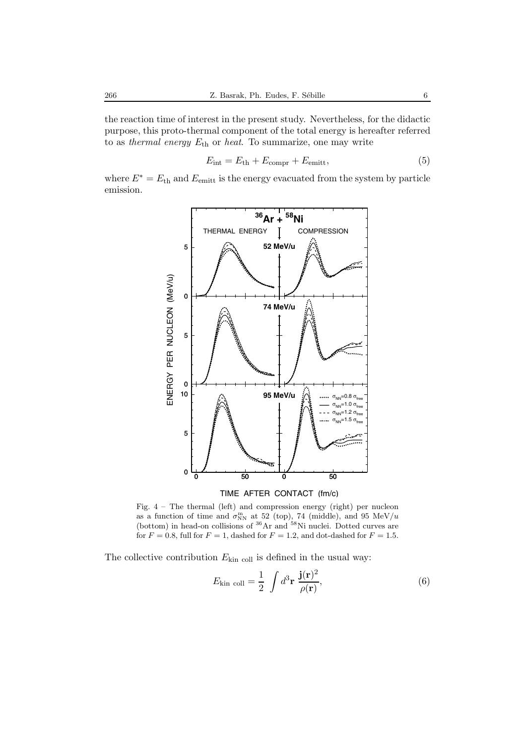the reaction time of interest in the present study. Nevertheless, for the didactic purpose, this proto-thermal component of the total energy is hereafter referred to as *thermal energy* $E_{\rm th}$ or *heat*. To summarize, one may write

$$E_{\rm int} = E_{\rm th} + E_{\rm compr} + E_{\rm emitt}, \tag{5}$$

where $E^* = E_{\rm th}$ and $E_{\rm emitt}$ is the energy evacuated from the system by particle emission.

Fig. 4 – The thermal (left) and compression energy (right) per nucleon as a function of time and $\sigma_{\rm NN}^{\rm m}$ at 52 (top), 74 (middle), and 95 MeV/$u$ (bottom) in head-on collisions of $^{36}$Ar and $^{58}$Ni nuclei. Dotted curves are for $F = 0.8$, full for $F = 1$, dashed for $F = 1.2$, and dot-dashed for $F = 1.5$.

The collective contribution $E_{\rm kin\ coll}$ is defined in the usual way:

$$E_{\rm kin\ coll} = \frac{1}{2} \int d^3\mathbf{r}\ \frac{\mathbf{j}(\mathbf{r})^2}{\rho(\mathbf{r})}, \tag{6}$$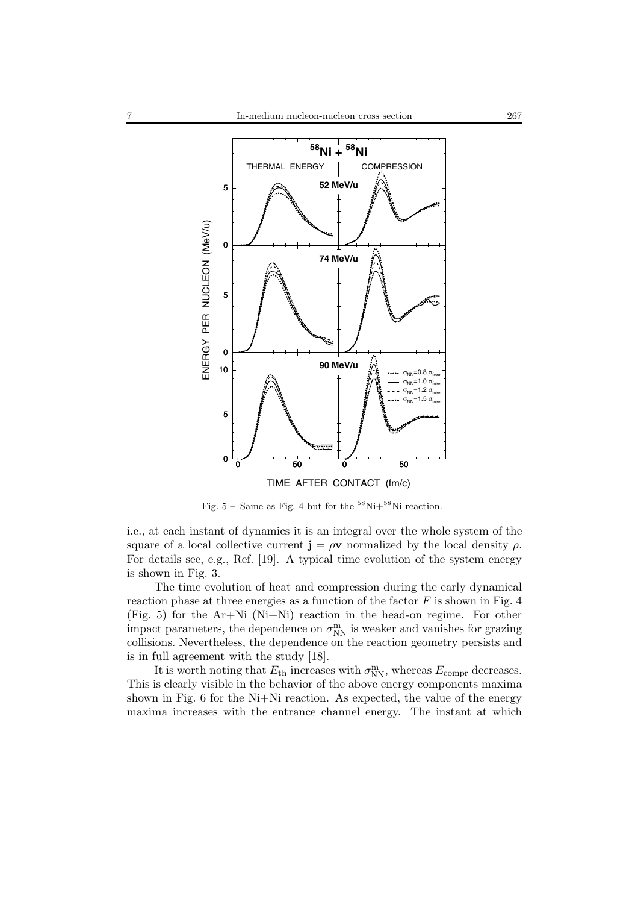Fig. 5 – Same as Fig. 4 but for the $^{58}$Ni+$^{58}$Ni reaction.

i.e., at each instant of dynamics it is an integral over the whole system of the square of a local collective current $\mathbf{j} = \rho\mathbf{v}$ normalized by the local density $\rho$. For details see, e.g., Ref. [19]. A typical time evolution of the system energy is shown in Fig. 3.

The time evolution of heat and compression during the early dynamical reaction phase at three energies as a function of the factor $F$ is shown in Fig. 4 (Fig. 5) for the Ar+Ni (Ni+Ni) reaction in the head-on regime. For other impact parameters, the dependence on $\sigma_{\rm NN}^{\rm m}$ is weaker and vanishes for grazing collisions. Nevertheless, the dependence on the reaction geometry persists and is in full agreement with the study [18].

It is worth noting that $E_{\rm th}$ increases with $\sigma_{\rm NN}^{\rm m}$, whereas $E_{\rm compr}$ decreases. This is clearly visible in the behavior of the above energy components maxima shown in Fig. 6 for the Ni+Ni reaction. As expected, the value of the energy maxima increases with the entrance channel energy. The instant at which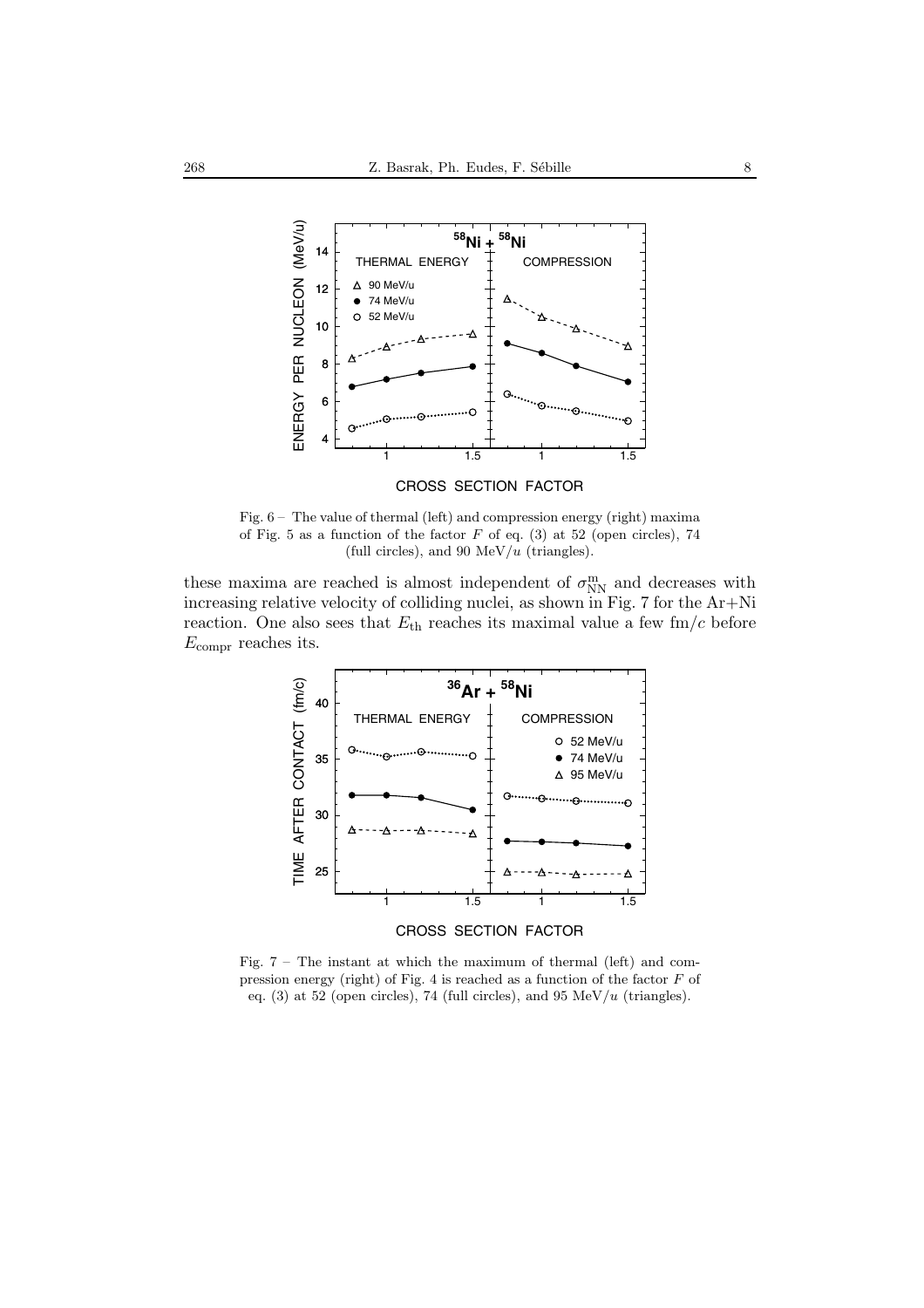Fig. 6 – The value of thermal (left) and compression energy (right) maxima of Fig. 5 as a function of the factor $F$ of eq. (3) at 52 (open circles), 74 (full circles), and 90 MeV/$u$ (triangles).

these maxima are reached is almost independent of $\sigma_{\rm NN}^{\rm m}$ and decreases with increasing relative velocity of colliding nuclei, as shown in Fig. 7 for the Ar+Ni reaction. One also sees that $E_{\rm th}$ reaches its maximal value a few fm/$c$ before $E_{\rm compr}$ reaches its.

Fig. 7 – The instant at which the maximum of thermal (left) and compression energy (right) of Fig. 4 is reached as a function of the factor $F$ of eq. (3) at 52 (open circles), 74 (full circles), and 95 MeV/$u$ (triangles).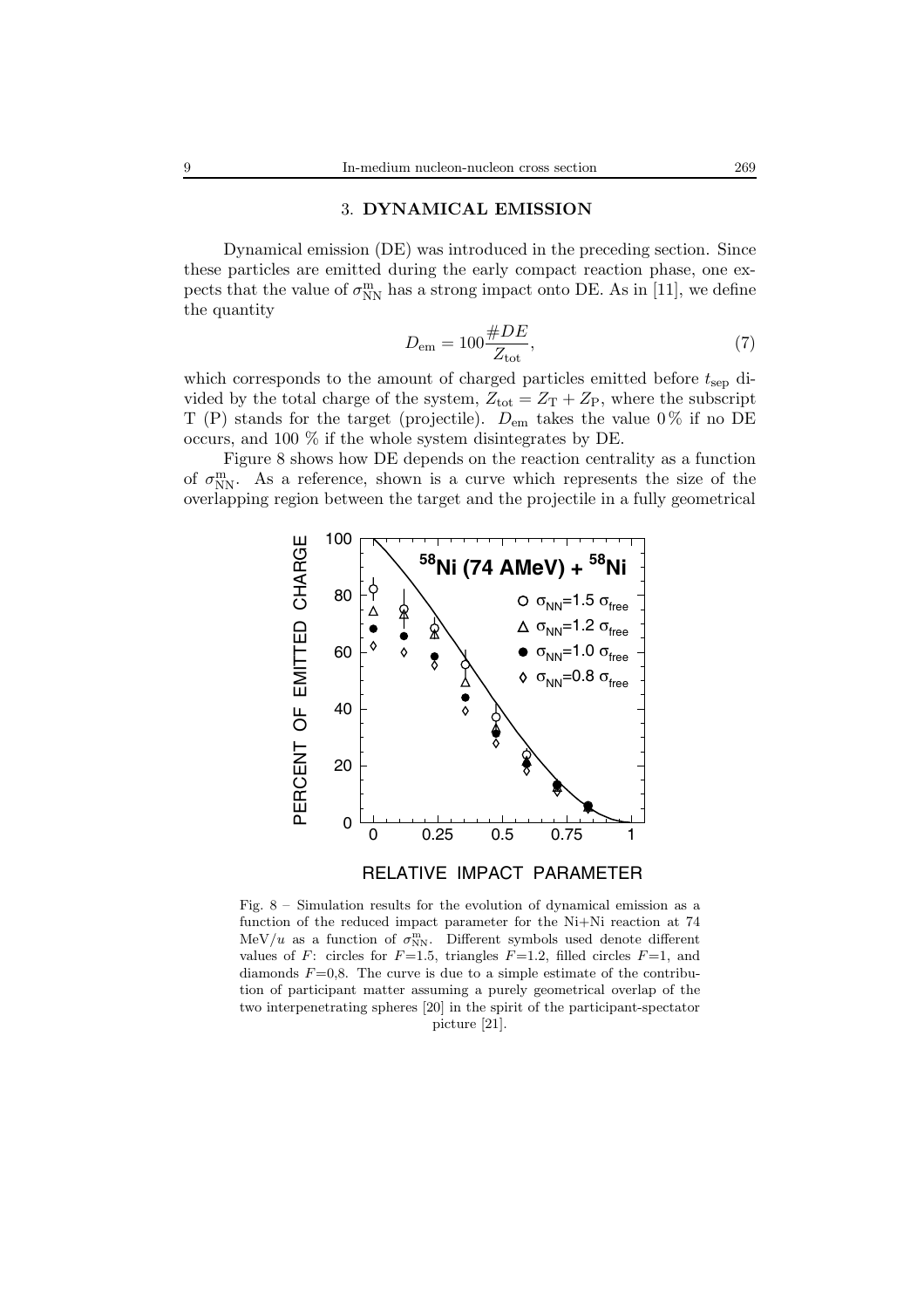## 3. DYNAMICAL EMISSION

Dynamical emission (DE) was introduced in the preceding section. Since these particles are emitted during the early compact reaction phase, one expects that the value of $\sigma_{\mathrm{NN}}^{\mathrm{m}}$ has a strong impact onto DE. As in [11], we define the quantity

$$D_{\mathrm{em}} = 100\frac{\#DE}{Z_{\mathrm{tot}}}, \tag{7}$$

which corresponds to the amount of charged particles emitted before $t_{\mathrm{sep}}$ divided by the total charge of the system, $Z_{\mathrm{tot}} = Z_{\mathrm{T}} + Z_{\mathrm{P}}$, where the subscript T (P) stands for the target (projectile). $D_{\mathrm{em}}$ takes the value 0 % if no DE occurs, and 100 % if the whole system disintegrates by DE.

Figure 8 shows how DE depends on the reaction centrality as a function of $\sigma_{\mathrm{NN}}^{\mathrm{m}}$. As a reference, shown is a curve which represents the size of the overlapping region between the target and the projectile in a fully geometrical

Fig. 8 – Simulation results for the evolution of dynamical emission as a function of the reduced impact parameter for the Ni+Ni reaction at 74 MeV/$u$ as a function of $\sigma_{\mathrm{NN}}^{\mathrm{m}}$. Different symbols used denote different values of $F$: circles for $F$=1.5, triangles $F$=1.2, filled circles $F$=1, and diamonds $F$=0,8. The curve is due to a simple estimate of the contribution of participant matter assuming a purely geometrical overlap of the two interpenetrating spheres [20] in the spirit of the participant-spectator picture [21].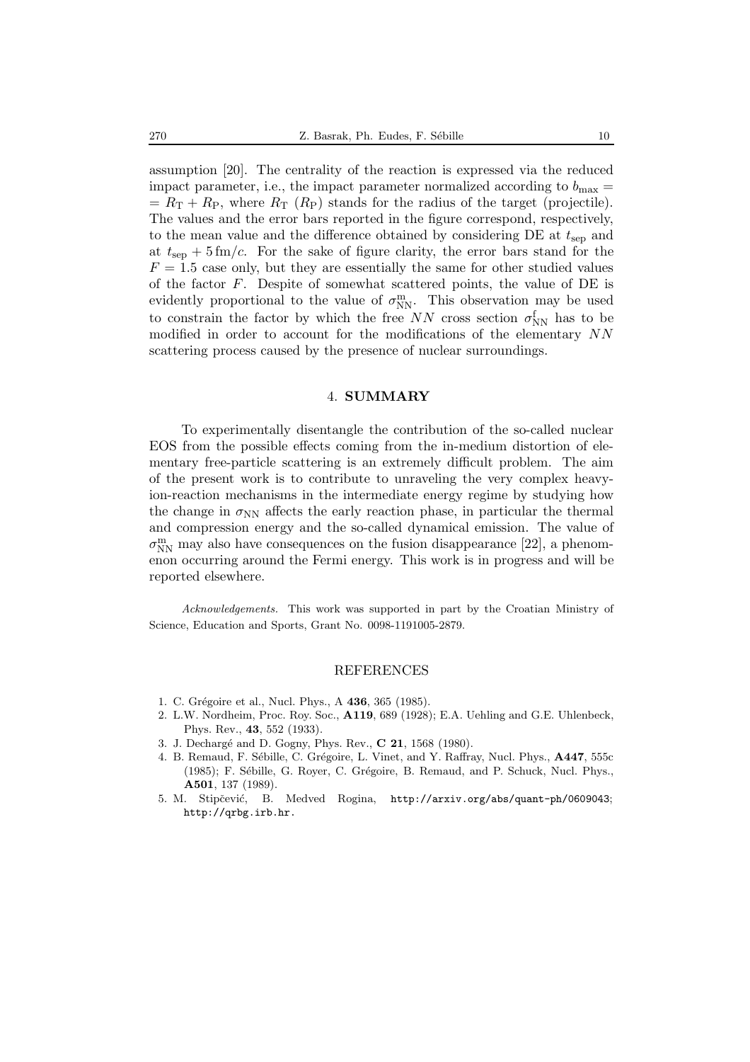assumption [20]. The centrality of the reaction is expressed via the reduced impact parameter, i.e., the impact parameter normalized according to $b_{\max} = R_{\mathrm{T}} + R_{\mathrm{P}}$, where $R_{\mathrm{T}}$ ($R_{\mathrm{P}}$) stands for the radius of the target (projectile). The values and the error bars reported in the figure correspond, respectively, to the mean value and the difference obtained by considering DE at $t_{\mathrm{sep}}$ and at $t_{\mathrm{sep}} + 5\,\mathrm{fm}/c$. For the sake of figure clarity, the error bars stand for the $F = 1.5$ case only, but they are essentially the same for other studied values of the factor $F$. Despite of somewhat scattered points, the value of DE is evidently proportional to the value of $\sigma^{\mathrm{m}}_{\mathrm{NN}}$. This observation may be used to constrain the factor by which the free $NN$ cross section $\sigma^{\mathrm{f}}_{\mathrm{NN}}$ has to be modified in order to account for the modifications of the elementary $NN$ scattering process caused by the presence of nuclear surroundings.

## 4. SUMMARY

To experimentally disentangle the contribution of the so-called nuclear EOS from the possible effects coming from the in-medium distortion of elementary free-particle scattering is an extremely difficult problem. The aim of the present work is to contribute to unraveling the very complex heavy-ion-reaction mechanisms in the intermediate energy regime by studying how the change in $\sigma_{\mathrm{NN}}$ affects the early reaction phase, in particular the thermal and compression energy and the so-called dynamical emission. The value of $\sigma^{\mathrm{m}}_{\mathrm{NN}}$ may also have consequences on the fusion disappearance [22], a phenomenon occurring around the Fermi energy. This work is in progress and will be reported elsewhere.

*Acknowledgements.* This work was supported in part by the Croatian Ministry of Science, Education and Sports, Grant No. 0098-1191005-2879.

## REFERENCES

1. C. Grégoire et al., Nucl. Phys., A **436**, 365 (1985).
2. L.W. Nordheim, Proc. Roy. Soc., **A119**, 689 (1928); E.A. Uehling and G.E. Uhlenbeck, Phys. Rev., **43**, 552 (1933).
3. J. Dechargé and D. Gogny, Phys. Rev., **C 21**, 1568 (1980).
4. B. Remaud, F. Sébille, C. Grégoire, L. Vinet, and Y. Raffray, Nucl. Phys., **A447**, 555c (1985); F. Sébille, G. Royer, C. Grégoire, B. Remaud, and P. Schuck, Nucl. Phys., **A501**, 137 (1989).
5. M. Stipčević, B. Medved Rogina, http://arxiv.org/abs/quant-ph/0609043; http://qrbg.irb.hr.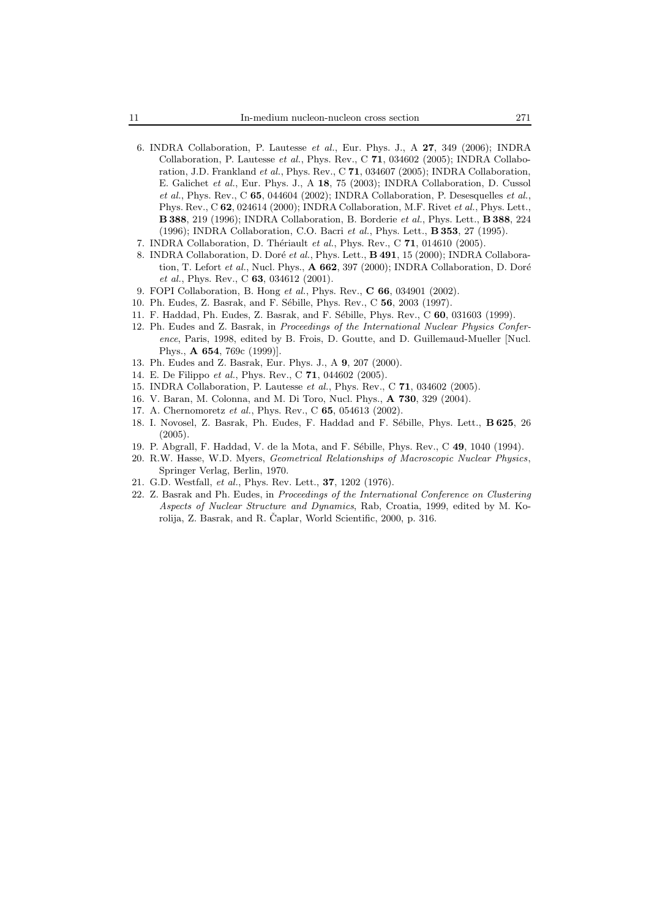6. INDRA Collaboration, P. Lautesse *et al.*, Eur. Phys. J., A **27**, 349 (2006); INDRA Collaboration, P. Lautesse *et al.*, Phys. Rev., C **71**, 034602 (2005); INDRA Collaboration, J.D. Frankland *et al.*, Phys. Rev., C **71**, 034607 (2005); INDRA Collaboration, E. Galichet *et al.*, Eur. Phys. J., A **18**, 75 (2003); INDRA Collaboration, D. Cussol *et al.*, Phys. Rev., C **65**, 044604 (2002); INDRA Collaboration, P. Desesquelles *et al.*, Phys. Rev., C **62**, 024614 (2000); INDRA Collaboration, M.F. Rivet *et al.*, Phys. Lett., **B 388**, 219 (1996); INDRA Collaboration, B. Borderie *et al.*, Phys. Lett., **B 388**, 224 (1996); INDRA Collaboration, C.O. Bacri *et al.*, Phys. Lett., **B 353**, 27 (1995).
7. INDRA Collaboration, D. Thériault *et al.*, Phys. Rev., C **71**, 014610 (2005).
8. INDRA Collaboration, D. Doré *et al.*, Phys. Lett., **B 491**, 15 (2000); INDRA Collaboration, T. Lefort *et al.*, Nucl. Phys., **A 662**, 397 (2000); INDRA Collaboration, D. Doré *et al.*, Phys. Rev., C **63**, 034612 (2001).
9. FOPI Collaboration, B. Hong *et al.*, Phys. Rev., **C 66**, 034901 (2002).
10. Ph. Eudes, Z. Basrak, and F. Sébille, Phys. Rev., C **56**, 2003 (1997).
11. F. Haddad, Ph. Eudes, Z. Basrak, and F. Sébille, Phys. Rev., C **60**, 031603 (1999).
12. Ph. Eudes and Z. Basrak, in *Proceedings of the International Nuclear Physics Conference*, Paris, 1998, edited by B. Frois, D. Goutte, and D. Guillemaud-Mueller [Nucl. Phys., **A 654**, 769c (1999)].
13. Ph. Eudes and Z. Basrak, Eur. Phys. J., A **9**, 207 (2000).
14. E. De Filippo *et al.*, Phys. Rev., C **71**, 044602 (2005).
15. INDRA Collaboration, P. Lautesse *et al.*, Phys. Rev., C **71**, 034602 (2005).
16. V. Baran, M. Colonna, and M. Di Toro, Nucl. Phys., **A 730**, 329 (2004).
17. A. Chernomoretz *et al.*, Phys. Rev., C **65**, 054613 (2002).
18. I. Novosel, Z. Basrak, Ph. Eudes, F. Haddad and F. Sébille, Phys. Lett., **B 625**, 26 (2005).
19. P. Abgrall, F. Haddad, V. de la Mota, and F. Sébille, Phys. Rev., C **49**, 1040 (1994).
20. R.W. Hasse, W.D. Myers, *Geometrical Relationships of Macroscopic Nuclear Physics*, Springer Verlag, Berlin, 1970.
21. G.D. Westfall, *et al.*, Phys. Rev. Lett., **37**, 1202 (1976).
22. Z. Basrak and Ph. Eudes, in *Proceedings of the International Conference on Clustering Aspects of Nuclear Structure and Dynamics*, Rab, Croatia, 1999, edited by M. Korolija, Z. Basrak, and R. Čaplar, World Scientific, 2000, p. 316.